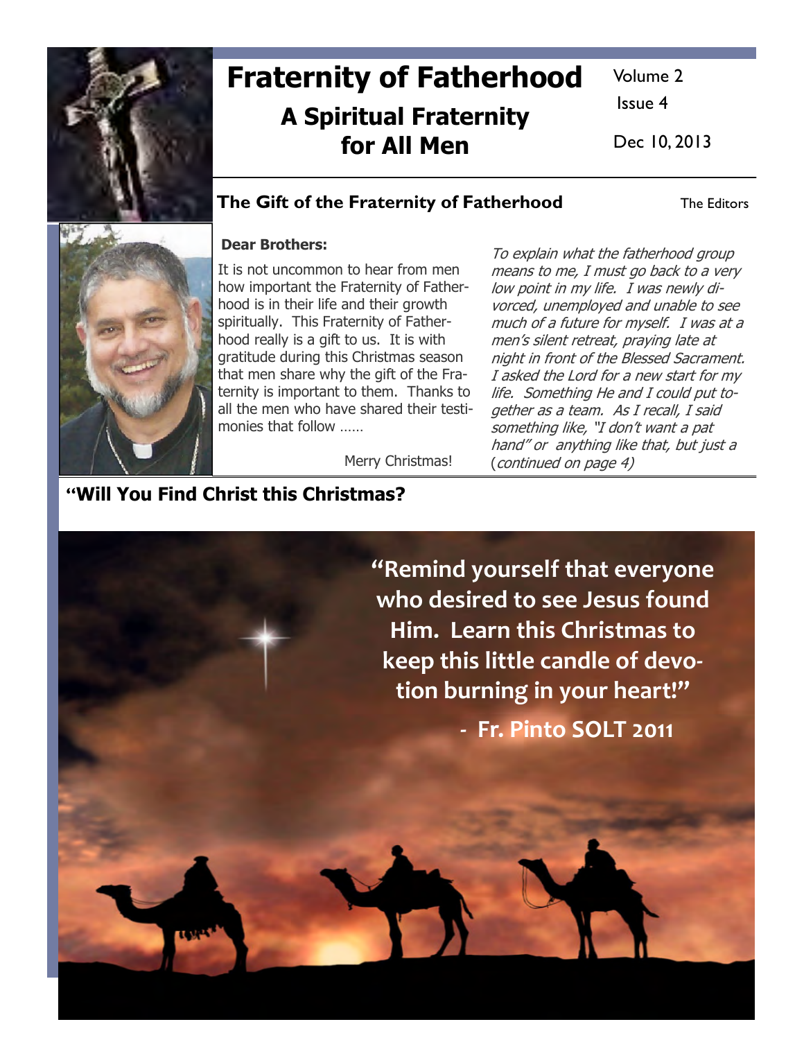# Fraternity of Fatherhood

## A Spiritual Fraternity for All Men

Volume 2
Issue 4

Dec 10, 2013

### The Gift of the Fraternity of Fatherhood

The Editors

**Dear Brothers:**

It is not uncommon to hear from men how important the Fraternity of Fatherhood is in their life and their growth spiritually. This Fraternity of Fatherhood really is a gift to us. It is with gratitude during this Christmas season that men share why the gift of the Fraternity is important to them. Thanks to all the men who have shared their testimonies that follow ……

Merry Christmas!

*To explain what the fatherhood group means to me, I must go back to a very low point in my life. I was newly divorced, unemployed and unable to see much of a future for myself. I was at a men's silent retreat, praying late at night in front of the Blessed Sacrament. I asked the Lord for a new start for my life. Something He and I could put together as a team. As I recall, I said something like, "I don't want a pat hand" or anything like that, but just a* (*continued on page 4)*

### "Will You Find Christ this Christmas?

**"Remind yourself that everyone who desired to see Jesus found Him. Learn this Christmas to keep this little candle of devotion burning in your heart!"**

**- Fr. Pinto SOLT 2011**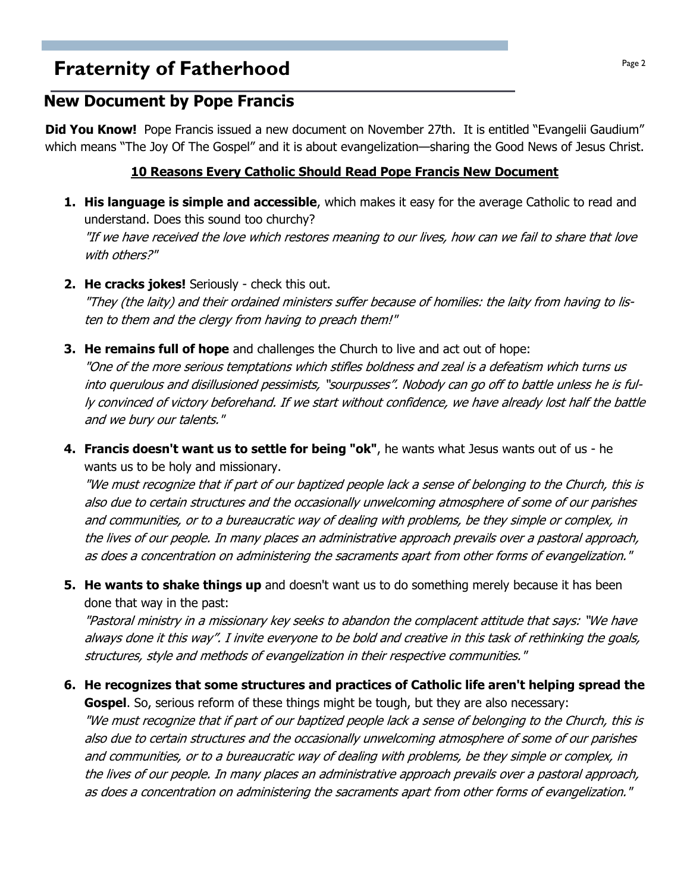# Fraternity of Fatherhood

## New Document by Pope Francis

**Did You Know!** Pope Francis issued a new document on November 27th. It is entitled "Evangelii Gaudium" which means "The Joy Of The Gospel" and it is about evangelization—sharing the Good News of Jesus Christ.

### 10 Reasons Every Catholic Should Read Pope Francis New Document

1. **His language is simple and accessible**, which makes it easy for the average Catholic to read and understand. Does this sound too churchy?
   *"If we have received the love which restores meaning to our lives, how can we fail to share that love with others?"*

2. **He cracks jokes!** Seriously - check this out.
   *"They (the laity) and their ordained ministers suffer because of homilies: the laity from having to listen to them and the clergy from having to preach them!"*

3. **He remains full of hope** and challenges the Church to live and act out of hope:
   *"One of the more serious temptations which stifles boldness and zeal is a defeatism which turns us into querulous and disillusioned pessimists, "sourpusses". Nobody can go off to battle unless he is fully convinced of victory beforehand. If we start without confidence, we have already lost half the battle and we bury our talents."*

4. **Francis doesn't want us to settle for being "ok"**, he wants what Jesus wants out of us - he wants us to be holy and missionary.
   *"We must recognize that if part of our baptized people lack a sense of belonging to the Church, this is also due to certain structures and the occasionally unwelcoming atmosphere of some of our parishes and communities, or to a bureaucratic way of dealing with problems, be they simple or complex, in the lives of our people. In many places an administrative approach prevails over a pastoral approach, as does a concentration on administering the sacraments apart from other forms of evangelization."*

5. **He wants to shake things up** and doesn't want us to do something merely because it has been done that way in the past:
   *"Pastoral ministry in a missionary key seeks to abandon the complacent attitude that says: "We have always done it this way". I invite everyone to be bold and creative in this task of rethinking the goals, structures, style and methods of evangelization in their respective communities."*

6. **He recognizes that some structures and practices of Catholic life aren't helping spread the Gospel**. So, serious reform of these things might be tough, but they are also necessary:
   *"We must recognize that if part of our baptized people lack a sense of belonging to the Church, this is also due to certain structures and the occasionally unwelcoming atmosphere of some of our parishes and communities, or to a bureaucratic way of dealing with problems, be they simple or complex, in the lives of our people. In many places an administrative approach prevails over a pastoral approach, as does a concentration on administering the sacraments apart from other forms of evangelization."*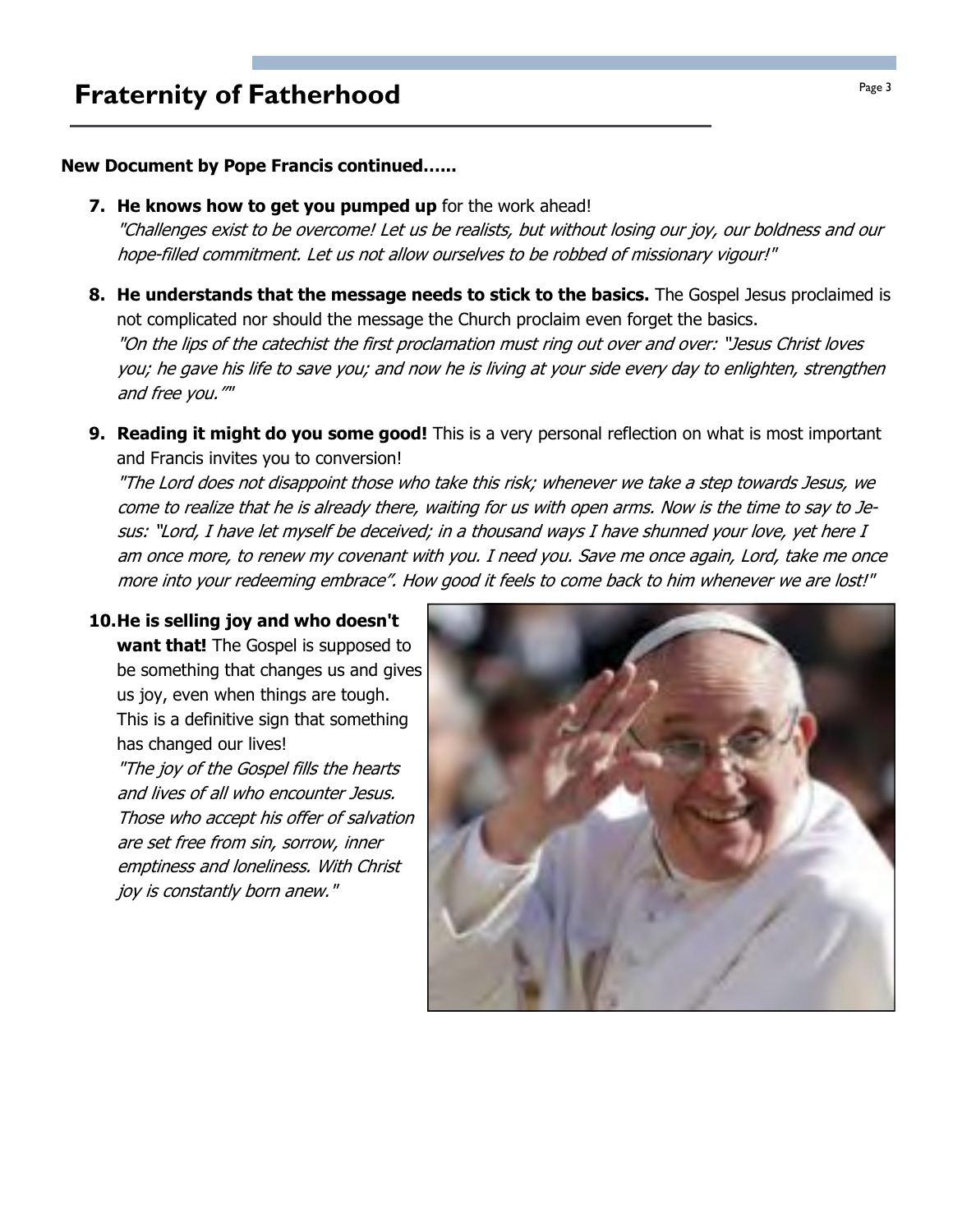**New Document by Pope Francis continued……**

7. **He knows how to get you pumped up** for the work ahead!
   *"Challenges exist to be overcome! Let us be realists, but without losing our joy, our boldness and our hope-filled commitment. Let us not allow ourselves to be robbed of missionary vigour!"*

8. **He understands that the message needs to stick to the basics.** The Gospel Jesus proclaimed is not complicated nor should the message the Church proclaim even forget the basics.
   *"On the lips of the catechist the first proclamation must ring out over and over: "Jesus Christ loves you; he gave his life to save you; and now he is living at your side every day to enlighten, strengthen and free you.""*

9. **Reading it might do you some good!** This is a very personal reflection on what is most important and Francis invites you to conversion!
   *"The Lord does not disappoint those who take this risk; whenever we take a step towards Jesus, we come to realize that he is already there, waiting for us with open arms. Now is the time to say to Jesus: "Lord, I have let myself be deceived; in a thousand ways I have shunned your love, yet here I am once more, to renew my covenant with you. I need you. Save me once again, Lord, take me once more into your redeeming embrace". How good it feels to come back to him whenever we are lost!"*

10. **He is selling joy and who doesn't want that!** The Gospel is supposed to be something that changes us and gives us joy, even when things are tough. This is a definitive sign that something has changed our lives!
    *"The joy of the Gospel fills the hearts and lives of all who encounter Jesus. Those who accept his offer of salvation are set free from sin, sorrow, inner emptiness and loneliness. With Christ joy is constantly born anew."*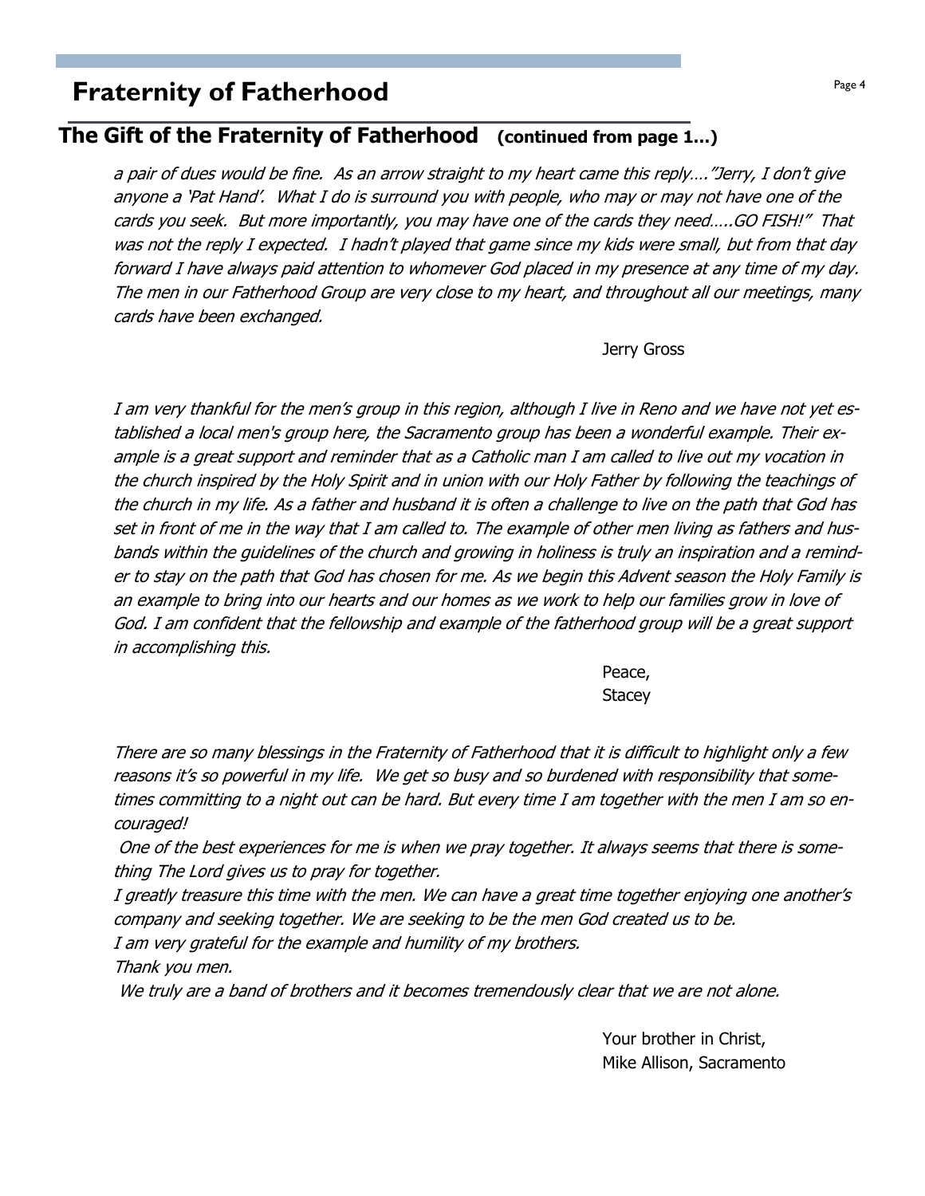# Fraternity of Fatherhood

## The Gift of the Fraternity of Fatherhood (continued from page 1…)

*a pair of dues would be fine. As an arrow straight to my heart came this reply…."Jerry, I don't give anyone a 'Pat Hand'. What I do is surround you with people, who may or may not have one of the cards you seek. But more importantly, you may have one of the cards they need…..GO FISH!" That was not the reply I expected. I hadn't played that game since my kids were small, but from that day forward I have always paid attention to whomever God placed in my presence at any time of my day. The men in our Fatherhood Group are very close to my heart, and throughout all our meetings, many cards have been exchanged.*

Jerry Gross

*I am very thankful for the men's group in this region, although I live in Reno and we have not yet established a local men's group here, the Sacramento group has been a wonderful example. Their example is a great support and reminder that as a Catholic man I am called to live out my vocation in the church inspired by the Holy Spirit and in union with our Holy Father by following the teachings of the church in my life. As a father and husband it is often a challenge to live on the path that God has set in front of me in the way that I am called to. The example of other men living as fathers and husbands within the guidelines of the church and growing in holiness is truly an inspiration and a reminder to stay on the path that God has chosen for me. As we begin this Advent season the Holy Family is an example to bring into our hearts and our homes as we work to help our families grow in love of God. I am confident that the fellowship and example of the fatherhood group will be a great support in accomplishing this.*

Peace,
Stacey

*There are so many blessings in the Fraternity of Fatherhood that it is difficult to highlight only a few reasons it's so powerful in my life. We get so busy and so burdened with responsibility that sometimes committing to a night out can be hard. But every time I am together with the men I am so encouraged!*

*One of the best experiences for me is when we pray together. It always seems that there is something The Lord gives us to pray for together.*

*I greatly treasure this time with the men. We can have a great time together enjoying one another's company and seeking together. We are seeking to be the men God created us to be.*

*I am very grateful for the example and humility of my brothers.*

*Thank you men.*

*We truly are a band of brothers and it becomes tremendously clear that we are not alone.*

Your brother in Christ,
Mike Allison, Sacramento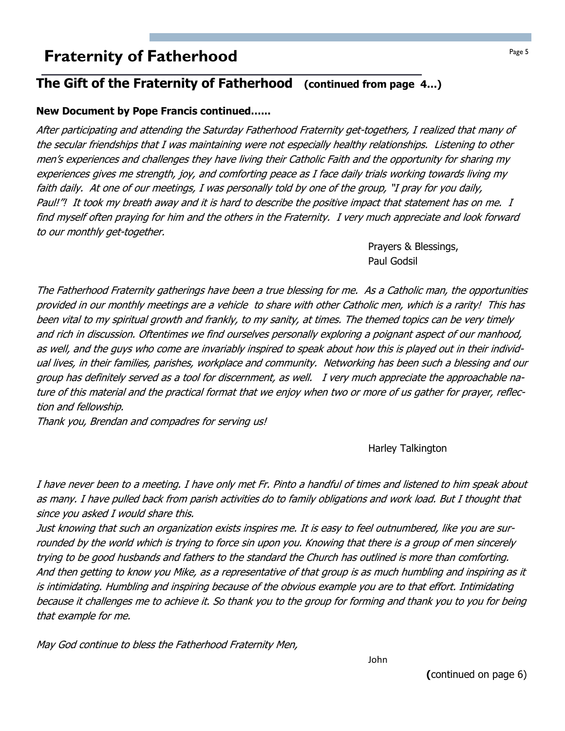# Fraternity of Fatherhood

## The Gift of the Fraternity of Fatherhood (continued from page 4…)

**New Document by Pope Francis continued……**

*After participating and attending the Saturday Fatherhood Fraternity get-togethers, I realized that many of the secular friendships that I was maintaining were not especially healthy relationships. Listening to other men's experiences and challenges they have living their Catholic Faith and the opportunity for sharing my experiences gives me strength, joy, and comforting peace as I face daily trials working towards living my faith daily. At one of our meetings, I was personally told by one of the group, "I pray for you daily, Paul!"! It took my breath away and it is hard to describe the positive impact that statement has on me. I find myself often praying for him and the others in the Fraternity. I very much appreciate and look forward to our monthly get-together.*

Prayers & Blessings,
Paul Godsil

*The Fatherhood Fraternity gatherings have been a true blessing for me. As a Catholic man, the opportunities provided in our monthly meetings are a vehicle to share with other Catholic men, which is a rarity! This has been vital to my spiritual growth and frankly, to my sanity, at times. The themed topics can be very timely and rich in discussion. Oftentimes we find ourselves personally exploring a poignant aspect of our manhood, as well, and the guys who come are invariably inspired to speak about how this is played out in their individual lives, in their families, parishes, workplace and community. Networking has been such a blessing and our group has definitely served as a tool for discernment, as well. I very much appreciate the approachable nature of this material and the practical format that we enjoy when two or more of us gather for prayer, reflection and fellowship.*
*Thank you, Brendan and compadres for serving us!*

Harley Talkington

*I have never been to a meeting. I have only met Fr. Pinto a handful of times and listened to him speak about as many. I have pulled back from parish activities do to family obligations and work load. But I thought that since you asked I would share this.*
*Just knowing that such an organization exists inspires me. It is easy to feel outnumbered, like you are surrounded by the world which is trying to force sin upon you. Knowing that there is a group of men sincerely trying to be good husbands and fathers to the standard the Church has outlined is more than comforting. And then getting to know you Mike, as a representative of that group is as much humbling and inspiring as it is intimidating. Humbling and inspiring because of the obvious example you are to that effort. Intimidating because it challenges me to achieve it. So thank you to the group for forming and thank you to you for being that example for me.*

*May God continue to bless the Fatherhood Fraternity Men,*

John

(continued on page 6)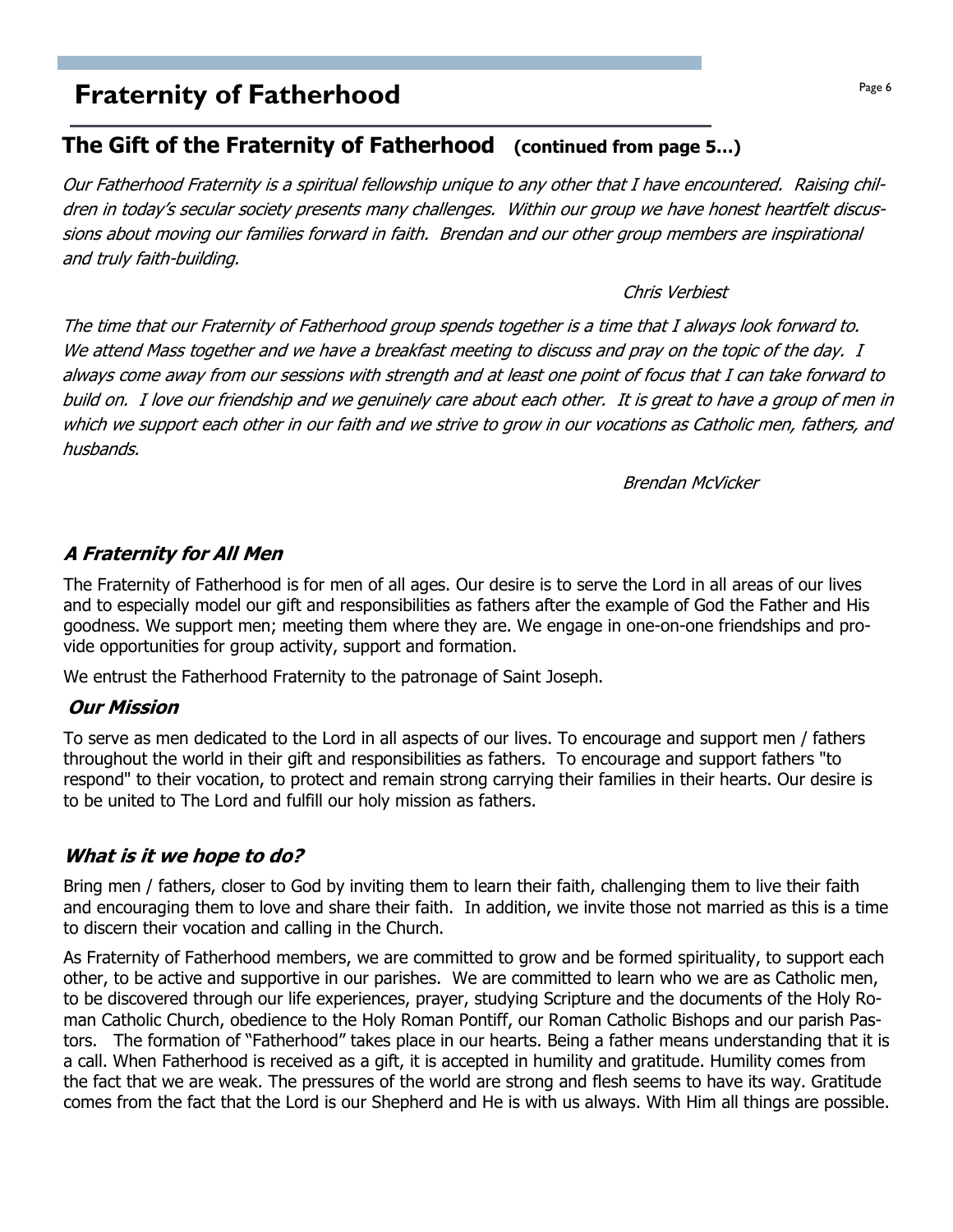# Fraternity of Fatherhood

## The Gift of the Fraternity of Fatherhood (continued from page 5…)

*Our Fatherhood Fraternity is a spiritual fellowship unique to any other that I have encountered. Raising children in today's secular society presents many challenges. Within our group we have honest heartfelt discussions about moving our families forward in faith. Brendan and our other group members are inspirational and truly faith-building.*

*Chris Verbiest*

*The time that our Fraternity of Fatherhood group spends together is a time that I always look forward to. We attend Mass together and we have a breakfast meeting to discuss and pray on the topic of the day. I always come away from our sessions with strength and at least one point of focus that I can take forward to build on. I love our friendship and we genuinely care about each other. It is great to have a group of men in which we support each other in our faith and we strive to grow in our vocations as Catholic men, fathers, and husbands.*

*Brendan McVicker*

### *A Fraternity for All Men*

The Fraternity of Fatherhood is for men of all ages. Our desire is to serve the Lord in all areas of our lives and to especially model our gift and responsibilities as fathers after the example of God the Father and His goodness. We support men; meeting them where they are. We engage in one-on-one friendships and provide opportunities for group activity, support and formation.

We entrust the Fatherhood Fraternity to the patronage of Saint Joseph.

### *Our Mission*

To serve as men dedicated to the Lord in all aspects of our lives. To encourage and support men / fathers throughout the world in their gift and responsibilities as fathers. To encourage and support fathers "to respond" to their vocation, to protect and remain strong carrying their families in their hearts. Our desire is to be united to The Lord and fulfill our holy mission as fathers.

### *What is it we hope to do?*

Bring men / fathers, closer to God by inviting them to learn their faith, challenging them to live their faith and encouraging them to love and share their faith. In addition, we invite those not married as this is a time to discern their vocation and calling in the Church.

As Fraternity of Fatherhood members, we are committed to grow and be formed spirituality, to support each other, to be active and supportive in our parishes. We are committed to learn who we are as Catholic men, to be discovered through our life experiences, prayer, studying Scripture and the documents of the Holy Roman Catholic Church, obedience to the Holy Roman Pontiff, our Roman Catholic Bishops and our parish Pastors. The formation of "Fatherhood" takes place in our hearts. Being a father means understanding that it is a call. When Fatherhood is received as a gift, it is accepted in humility and gratitude. Humility comes from the fact that we are weak. The pressures of the world are strong and flesh seems to have its way. Gratitude comes from the fact that the Lord is our Shepherd and He is with us always. With Him all things are possible.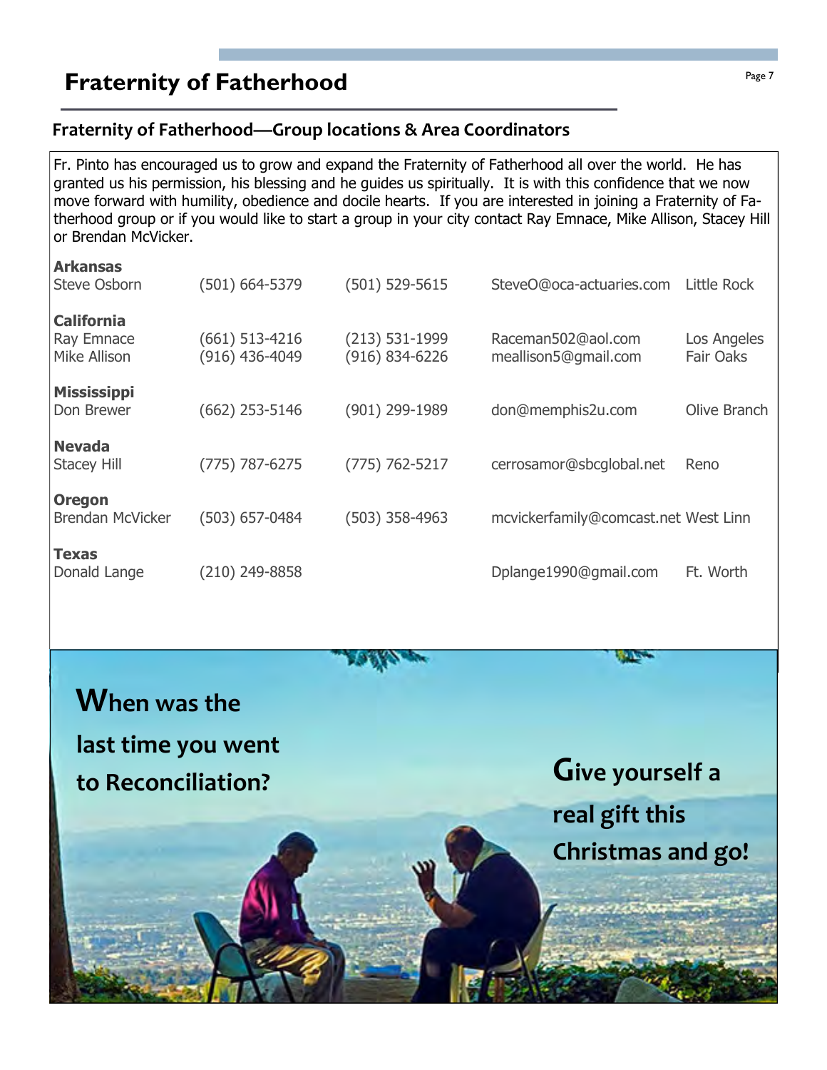# Fraternity of Fatherhood

## Fraternity of Fatherhood—Group locations & Area Coordinators

Fr. Pinto has encouraged us to grow and expand the Fraternity of Fatherhood all over the world. He has granted us his permission, his blessing and he guides us spiritually. It is with this confidence that we now move forward with humility, obedience and docile hearts. If you are interested in joining a Fraternity of Fatherhood group or if you would like to start a group in your city contact Ray Emnace, Mike Allison, Stacey Hill or Brendan McVicker.

| | | | | |
|---|---|---|---|---|
| **Arkansas** | | | | |
| Steve Osborn | (501) 664-5379 | (501) 529-5615 | SteveO@oca-actuaries.com | Little Rock |
| **California** | | | | |
| Ray Emnace | (661) 513-4216 | (213) 531-1999 | Raceman502@aol.com | Los Angeles |
| Mike Allison | (916) 436-4049 | (916) 834-6226 | meallison5@gmail.com | Fair Oaks |
| **Mississippi** | | | | |
| Don Brewer | (662) 253-5146 | (901) 299-1989 | don@memphis2u.com | Olive Branch |
| **Nevada** | | | | |
| Stacey Hill | (775) 787-6275 | (775) 762-5217 | cerrosamor@sbcglobal.net | Reno |
| **Oregon** | | | | |
| Brendan McVicker | (503) 657-0484 | (503) 358-4963 | mcvickerfamily@comcast.net | West Linn |
| **Texas** | | | | |
| Donald Lange | (210) 249-8858 | | Dplange1990@gmail.com | Ft. Worth |

**When was the last time you went to Reconciliation?**

**Give yourself a real gift this Christmas and go!**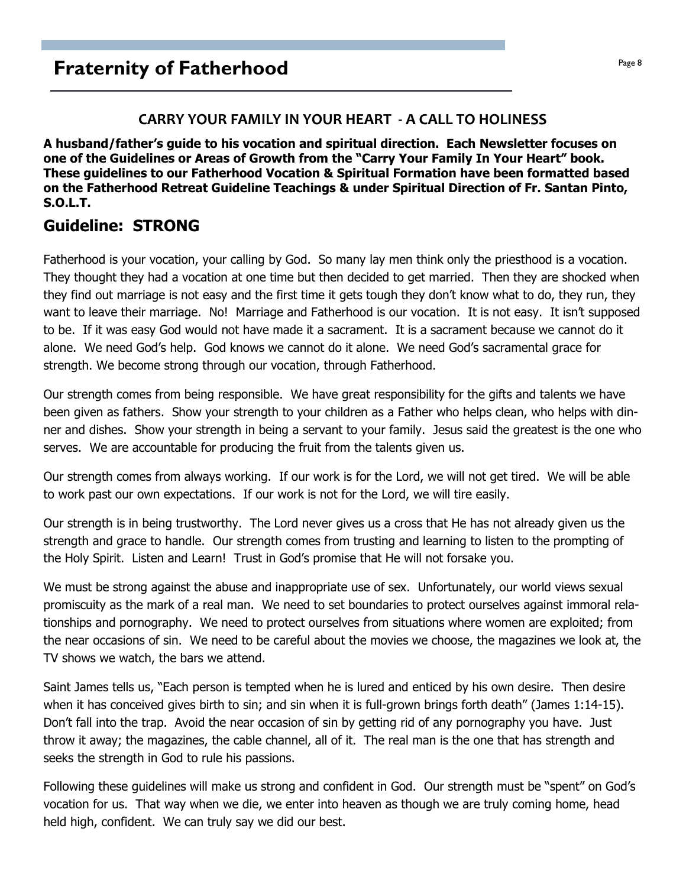# Fraternity of Fatherhood

### CARRY YOUR FAMILY IN YOUR HEART - A CALL TO HOLINESS

**A husband/father's guide to his vocation and spiritual direction. Each Newsletter focuses on one of the Guidelines or Areas of Growth from the "Carry Your Family In Your Heart" book. These guidelines to our Fatherhood Vocation & Spiritual Formation have been formatted based on the Fatherhood Retreat Guideline Teachings & under Spiritual Direction of Fr. Santan Pinto, S.O.L.T.**

## Guideline: STRONG

Fatherhood is your vocation, your calling by God. So many lay men think only the priesthood is a vocation. They thought they had a vocation at one time but then decided to get married. Then they are shocked when they find out marriage is not easy and the first time it gets tough they don't know what to do, they run, they want to leave their marriage. No! Marriage and Fatherhood is our vocation. It is not easy. It isn't supposed to be. If it was easy God would not have made it a sacrament. It is a sacrament because we cannot do it alone. We need God's help. God knows we cannot do it alone. We need God's sacramental grace for strength. We become strong through our vocation, through Fatherhood.

Our strength comes from being responsible. We have great responsibility for the gifts and talents we have been given as fathers. Show your strength to your children as a Father who helps clean, who helps with dinner and dishes. Show your strength in being a servant to your family. Jesus said the greatest is the one who serves. We are accountable for producing the fruit from the talents given us.

Our strength comes from always working. If our work is for the Lord, we will not get tired. We will be able to work past our own expectations. If our work is not for the Lord, we will tire easily.

Our strength is in being trustworthy. The Lord never gives us a cross that He has not already given us the strength and grace to handle. Our strength comes from trusting and learning to listen to the prompting of the Holy Spirit. Listen and Learn! Trust in God's promise that He will not forsake you.

We must be strong against the abuse and inappropriate use of sex. Unfortunately, our world views sexual promiscuity as the mark of a real man. We need to set boundaries to protect ourselves against immoral relationships and pornography. We need to protect ourselves from situations where women are exploited; from the near occasions of sin. We need to be careful about the movies we choose, the magazines we look at, the TV shows we watch, the bars we attend.

Saint James tells us, "Each person is tempted when he is lured and enticed by his own desire. Then desire when it has conceived gives birth to sin; and sin when it is full-grown brings forth death" (James 1:14-15). Don't fall into the trap. Avoid the near occasion of sin by getting rid of any pornography you have. Just throw it away; the magazines, the cable channel, all of it. The real man is the one that has strength and seeks the strength in God to rule his passions.

Following these guidelines will make us strong and confident in God. Our strength must be "spent" on God's vocation for us. That way when we die, we enter into heaven as though we are truly coming home, head held high, confident. We can truly say we did our best.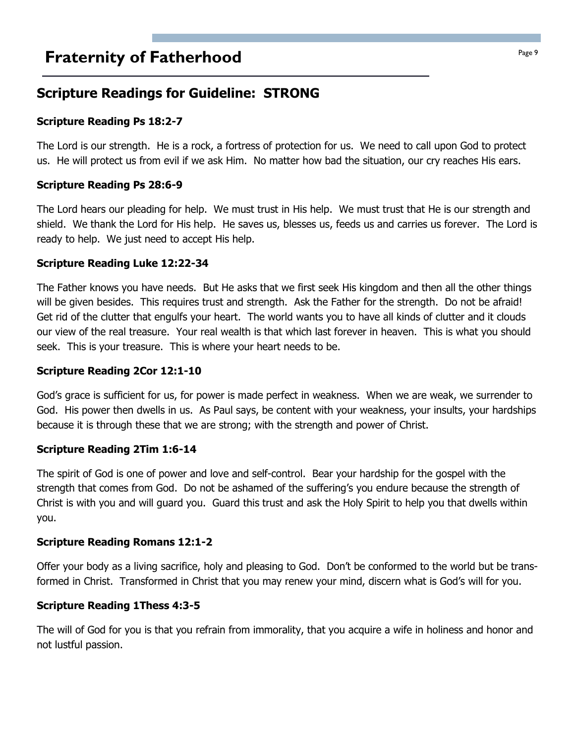## Scripture Readings for Guideline: STRONG

### Scripture Reading Ps 18:2-7

The Lord is our strength. He is a rock, a fortress of protection for us. We need to call upon God to protect us. He will protect us from evil if we ask Him. No matter how bad the situation, our cry reaches His ears.

### Scripture Reading Ps 28:6-9

The Lord hears our pleading for help. We must trust in His help. We must trust that He is our strength and shield. We thank the Lord for His help. He saves us, blesses us, feeds us and carries us forever. The Lord is ready to help. We just need to accept His help.

### Scripture Reading Luke 12:22-34

The Father knows you have needs. But He asks that we first seek His kingdom and then all the other things will be given besides. This requires trust and strength. Ask the Father for the strength. Do not be afraid! Get rid of the clutter that engulfs your heart. The world wants you to have all kinds of clutter and it clouds our view of the real treasure. Your real wealth is that which last forever in heaven. This is what you should seek. This is your treasure. This is where your heart needs to be.

### Scripture Reading 2Cor 12:1-10

God's grace is sufficient for us, for power is made perfect in weakness. When we are weak, we surrender to God. His power then dwells in us. As Paul says, be content with your weakness, your insults, your hardships because it is through these that we are strong; with the strength and power of Christ.

### Scripture Reading 2Tim 1:6-14

The spirit of God is one of power and love and self-control. Bear your hardship for the gospel with the strength that comes from God. Do not be ashamed of the suffering's you endure because the strength of Christ is with you and will guard you. Guard this trust and ask the Holy Spirit to help you that dwells within you.

### Scripture Reading Romans 12:1-2

Offer your body as a living sacrifice, holy and pleasing to God. Don't be conformed to the world but be transformed in Christ. Transformed in Christ that you may renew your mind, discern what is God's will for you.

### Scripture Reading 1Thess 4:3-5

The will of God for you is that you refrain from immorality, that you acquire a wife in holiness and honor and not lustful passion.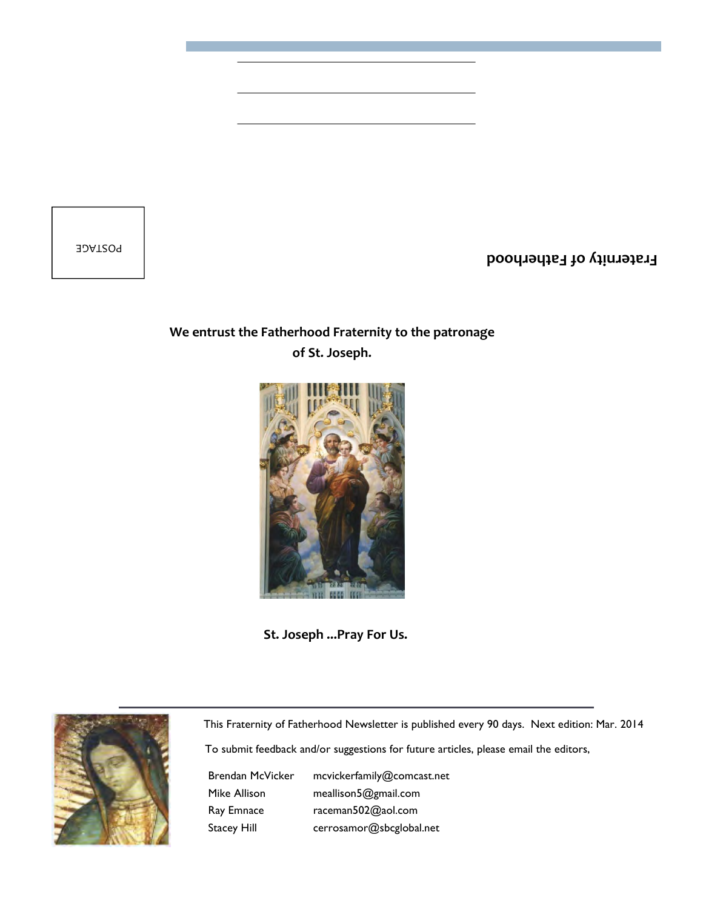POSTAGE

**Fraternity of Fatherhood**

**We entrust the Fatherhood Fraternity to the patronage of St. Joseph.**

**St. Joseph ...Pray For Us.**

---

This Fraternity of Fatherhood Newsletter is published every 90 days. Next edition: Mar. 2014

To submit feedback and/or suggestions for future articles, please email the editors,

| | |
|---|---|
| Brendan McVicker | mcvickerfamily@comcast.net |
| Mike Allison | meallison5@gmail.com |
| Ray Emnace | raceman502@aol.com |
| Stacey Hill | cerrosamor@sbcglobal.net |